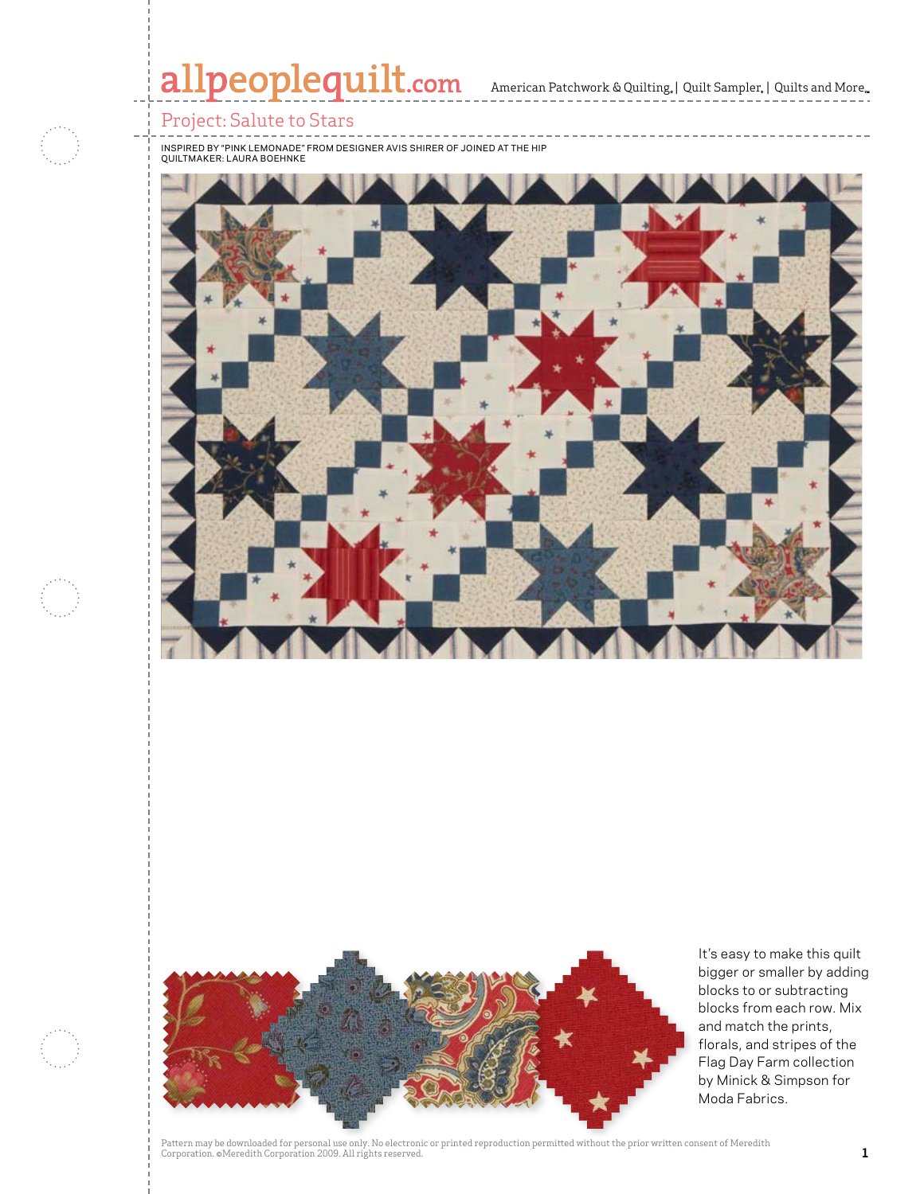# Project: Salute to Stars

INSPIRED BY "PINK LEMONADE" FROM DESIGNER AVIS SHIRER OF JOINED AT THE HIP
QUILTMAKER: LAURA BOEHNKE

It's easy to make this quilt bigger or smaller by adding blocks to or subtracting blocks from each row. Mix and match the prints, florals, and stripes of the Flag Day Farm collection by Minick & Simpson for Moda Fabrics.

Pattern may be downloaded for personal use only. No electronic or printed reproduction permitted without the prior written consent of Meredith Corporation. ©Meredith Corporation 2009. All rights reserved.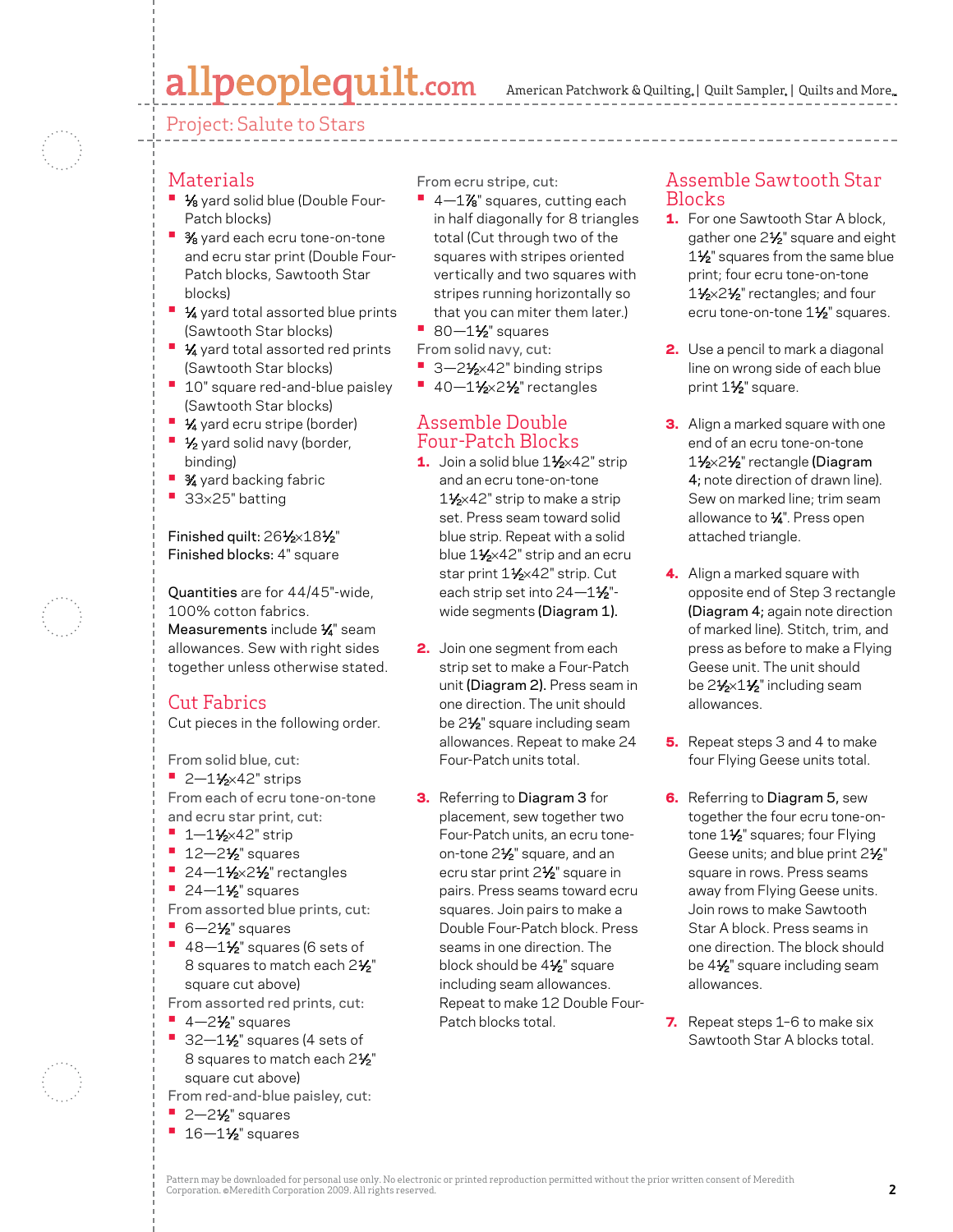Project: Salute to Stars

## Materials

- ⅛ yard solid blue (Double Four-Patch blocks)
- ⅜ yard each ecru tone-on-tone and ecru star print (Double Four-Patch blocks, Sawtooth Star blocks)
- ¼ yard total assorted blue prints (Sawtooth Star blocks)
- ¼ yard total assorted red prints (Sawtooth Star blocks)
- 10" square red-and-blue paisley (Sawtooth Star blocks)
- ¼ yard ecru stripe (border)
- ½ yard solid navy (border, binding)
- ¾ yard backing fabric
- 33×25" batting

**Finished quilt:** 26½×18½"
**Finished blocks:** 4" square

**Quantities** are for 44/45"-wide, 100% cotton fabrics.
**Measurements** include ¼" seam allowances. Sew with right sides together unless otherwise stated.

## Cut Fabrics

Cut pieces in the following order.

From solid blue, cut:

- 2—1½×42" strips

From each of ecru tone-on-tone and ecru star print, cut:

- 1—1½×42" strip
- 12—2½" squares
- 24—1½×2½" rectangles
- 24—1½" squares

From assorted blue prints, cut:

- 6—2½" squares
- 48—1½" squares (6 sets of 8 squares to match each 2½" square cut above)

From assorted red prints, cut:

- 4—2½" squares
- 32—1½" squares (4 sets of 8 squares to match each 2½" square cut above)

From red-and-blue paisley, cut:

- 2—2½" squares
- 16—1½" squares

From ecru stripe, cut:

- 4—1⅞" squares, cutting each in half diagonally for 8 triangles total (Cut through two of the squares with stripes oriented vertically and two squares with stripes running horizontally so that you can miter them later.)
- 80—1½" squares

From solid navy, cut:

- 3—2½×42" binding strips
- 40—1½×2½" rectangles

## Assemble Double Four-Patch Blocks

1. Join a solid blue 1½×42" strip and an ecru tone-on-tone 1½×42" strip to make a strip set. Press seam toward solid blue strip. Repeat with a solid blue 1½×42" strip and an ecru star print 1½×42" strip. Cut each strip set into 24—1½"-wide segments **(Diagram 1).**

2. Join one segment from each strip set to make a Four-Patch unit **(Diagram 2).** Press seam in one direction. The unit should be 2½" square including seam allowances. Repeat to make 24 Four-Patch units total.

3. Referring to **Diagram 3** for placement, sew together two Four-Patch units, an ecru tone-on-tone 2½" square, and an ecru star print 2½" square in pairs. Press seams toward ecru squares. Join pairs to make a Double Four-Patch block. Press seams in one direction. The block should be 4½" square including seam allowances. Repeat to make 12 Double Four-Patch blocks total.

## Assemble Sawtooth Star Blocks

1. For one Sawtooth Star A block, gather one 2½" square and eight 1½" squares from the same blue print; four ecru tone-on-tone 1½×2½" rectangles; and four ecru tone-on-tone 1½" squares.

2. Use a pencil to mark a diagonal line on wrong side of each blue print 1½" square.

3. Align a marked square with one end of an ecru tone-on-tone 1½×2½" rectangle **(Diagram 4;** note direction of drawn line). Sew on marked line; trim seam allowance to ¼". Press open attached triangle.

4. Align a marked square with opposite end of Step 3 rectangle **(Diagram 4;** again note direction of marked line). Stitch, trim, and press as before to make a Flying Geese unit. The unit should be 2½×1½" including seam allowances.

5. Repeat steps 3 and 4 to make four Flying Geese units total.

6. Referring to **Diagram 5,** sew together the four ecru tone-on-tone 1½" squares; four Flying Geese units; and blue print 2½" square in rows. Press seams away from Flying Geese units. Join rows to make Sawtooth Star A block. Press seams in one direction. The block should be 4½" square including seam allowances.

7. Repeat steps 1–6 to make six Sawtooth Star A blocks total.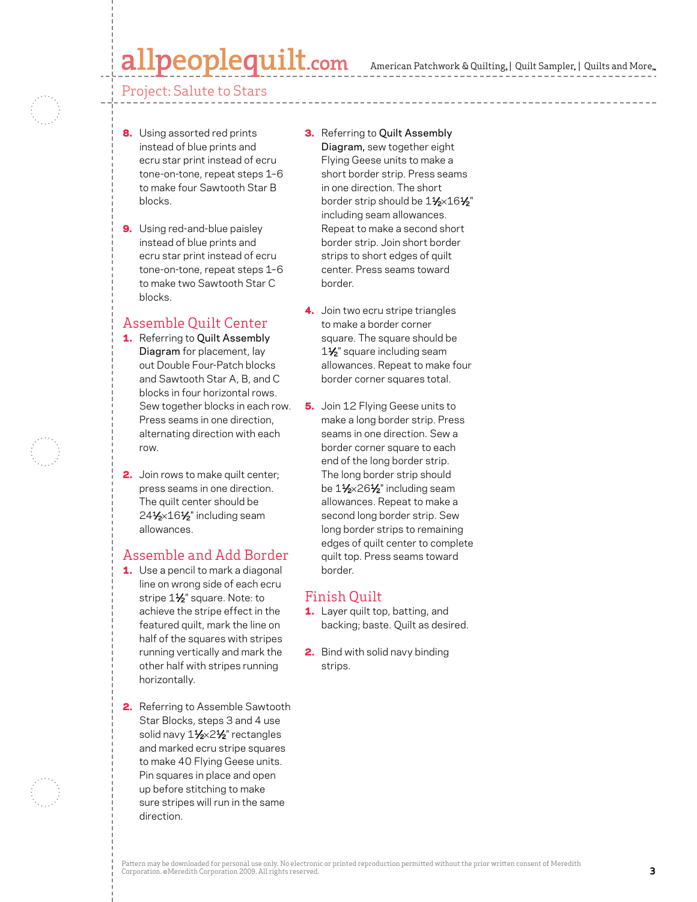8. Using assorted red prints instead of blue prints and ecru star print instead of ecru tone-on-tone, repeat steps 1–6 to make four Sawtooth Star B blocks.

9. Using red-and-blue paisley instead of blue prints and ecru star print instead of ecru tone-on-tone, repeat steps 1–6 to make two Sawtooth Star C blocks.

## Assemble Quilt Center

1. Referring to **Quilt Assembly Diagram** for placement, lay out Double Four-Patch blocks and Sawtooth Star A, B, and C blocks in four horizontal rows. Sew together blocks in each row. Press seams in one direction, alternating direction with each row.

2. Join rows to make quilt center; press seams in one direction. The quilt center should be 24½×16½" including seam allowances.

## Assemble and Add Border

1. Use a pencil to mark a diagonal line on wrong side of each ecru stripe 1½" square. Note: to achieve the stripe effect in the featured quilt, mark the line on half of the squares with stripes running vertically and mark the other half with stripes running horizontally.

2. Referring to Assemble Sawtooth Star Blocks, steps 3 and 4 use solid navy 1½×2½" rectangles and marked ecru stripe squares to make 40 Flying Geese units. Pin squares in place and open up before stitching to make sure stripes will run in the same direction.

3. Referring to **Quilt Assembly Diagram,** sew together eight Flying Geese units to make a short border strip. Press seams in one direction. The short border strip should be 1½×16½" including seam allowances. Repeat to make a second short border strip. Join short border strips to short edges of quilt center. Press seams toward border.

4. Join two ecru stripe triangles to make a border corner square. The square should be 1½" square including seam allowances. Repeat to make four border corner squares total.

5. Join 12 Flying Geese units to make a long border strip. Press seams in one direction. Sew a border corner square to each end of the long border strip. The long border strip should be 1½×26½" including seam allowances. Repeat to make a second long border strip. Sew long border strips to remaining edges of quilt center to complete quilt top. Press seams toward border.

## Finish Quilt

1. Layer quilt top, batting, and backing; baste. Quilt as desired.

2. Bind with solid navy binding strips.

Pattern may be downloaded for personal use only. No electronic or printed reproduction permitted without the prior written consent of Meredith Corporation. ©Meredith Corporation 2009. All rights reserved.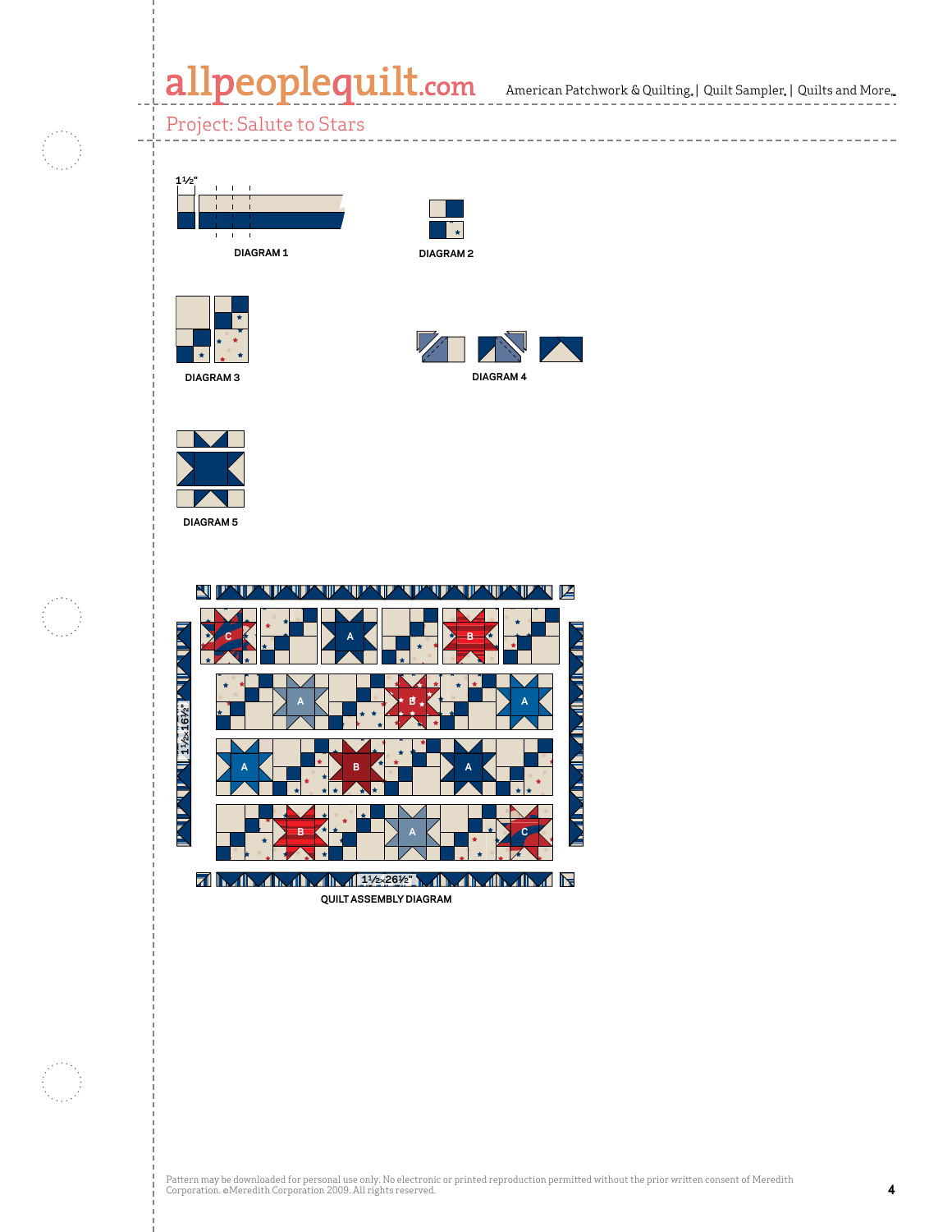Project: Salute to Stars

1½"

DIAGRAM 1

DIAGRAM 2

DIAGRAM 3

DIAGRAM 4

DIAGRAM 5

C A B A B A A B A B A C

1½×16½"

1½×26½"

QUILT ASSEMBLY DIAGRAM

Pattern may be downloaded for personal use only. No electronic or printed reproduction permitted without the prior written consent of Meredith Corporation. ©Meredith Corporation 2009. All rights reserved.